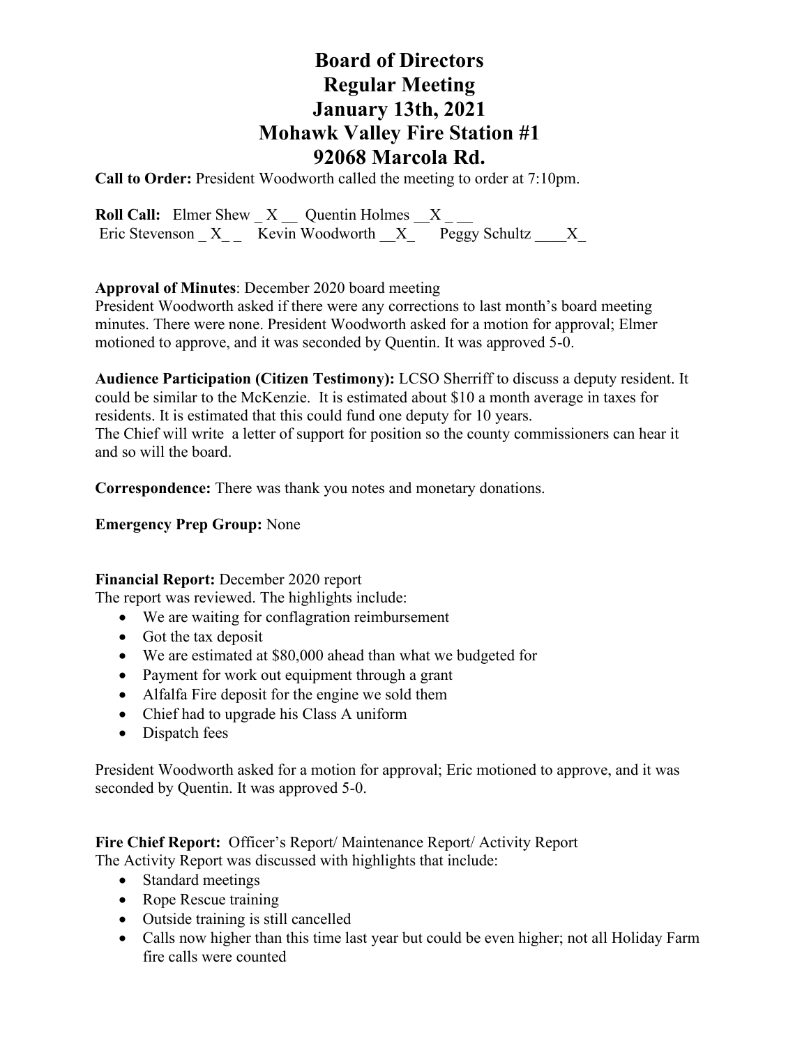# Board of Directors
# Regular Meeting
# January 13th, 2021
# Mohawk Valley Fire Station #1
# 92068 Marcola Rd.

**Call to Order:** President Woodworth called the meeting to order at 7:10pm.

**Roll Call:** Elmer Shew _ X __ Quentin Holmes __X _ __
Eric Stevenson _ X_ _ Kevin Woodworth __X_ Peggy Schultz ____X_

**Approval of Minutes**: December 2020 board meeting
President Woodworth asked if there were any corrections to last month's board meeting minutes. There were none. President Woodworth asked for a motion for approval; Elmer motioned to approve, and it was seconded by Quentin. It was approved 5-0.

**Audience Participation (Citizen Testimony):** LCSO Sherriff to discuss a deputy resident. It could be similar to the McKenzie. It is estimated about $10 a month average in taxes for residents. It is estimated that this could fund one deputy for 10 years.
The Chief will write a letter of support for position so the county commissioners can hear it and so will the board.

**Correspondence:** There was thank you notes and monetary donations.

**Emergency Prep Group:** None

**Financial Report:** December 2020 report
The report was reviewed. The highlights include:

- We are waiting for conflagration reimbursement
- Got the tax deposit
- We are estimated at $80,000 ahead than what we budgeted for
- Payment for work out equipment through a grant
- Alfalfa Fire deposit for the engine we sold them
- Chief had to upgrade his Class A uniform
- Dispatch fees

President Woodworth asked for a motion for approval; Eric motioned to approve, and it was seconded by Quentin. It was approved 5-0.

**Fire Chief Report:** Officer's Report/ Maintenance Report/ Activity Report
The Activity Report was discussed with highlights that include:

- Standard meetings
- Rope Rescue training
- Outside training is still cancelled
- Calls now higher than this time last year but could be even higher; not all Holiday Farm fire calls were counted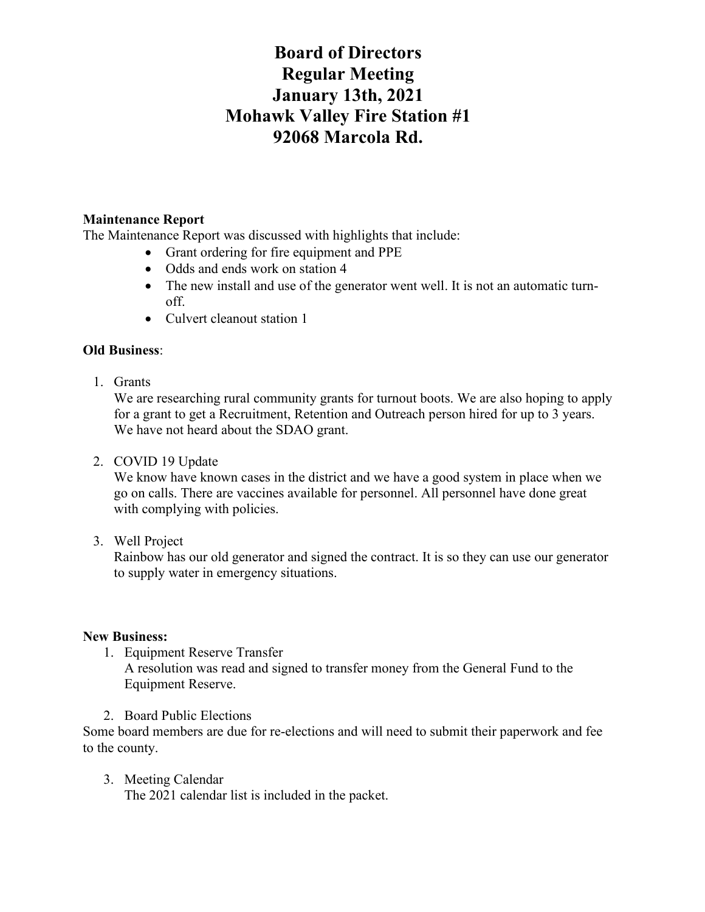# Board of Directors
# Regular Meeting
# January 13th, 2021
# Mohawk Valley Fire Station #1
# 92068 Marcola Rd.

**Maintenance Report**

The Maintenance Report was discussed with highlights that include:

- Grant ordering for fire equipment and PPE
- Odds and ends work on station 4
- The new install and use of the generator went well. It is not an automatic turn-off.
- Culvert cleanout station 1

**Old Business**:

1. Grants
   We are researching rural community grants for turnout boots. We are also hoping to apply for a grant to get a Recruitment, Retention and Outreach person hired for up to 3 years. We have not heard about the SDAO grant.

2. COVID 19 Update
   We know have known cases in the district and we have a good system in place when we go on calls. There are vaccines available for personnel. All personnel have done great with complying with policies.

3. Well Project
   Rainbow has our old generator and signed the contract. It is so they can use our generator to supply water in emergency situations.

**New Business:**

1. Equipment Reserve Transfer
   A resolution was read and signed to transfer money from the General Fund to the Equipment Reserve.

2. Board Public Elections

Some board members are due for re-elections and will need to submit their paperwork and fee to the county.

3. Meeting Calendar
   The 2021 calendar list is included in the packet.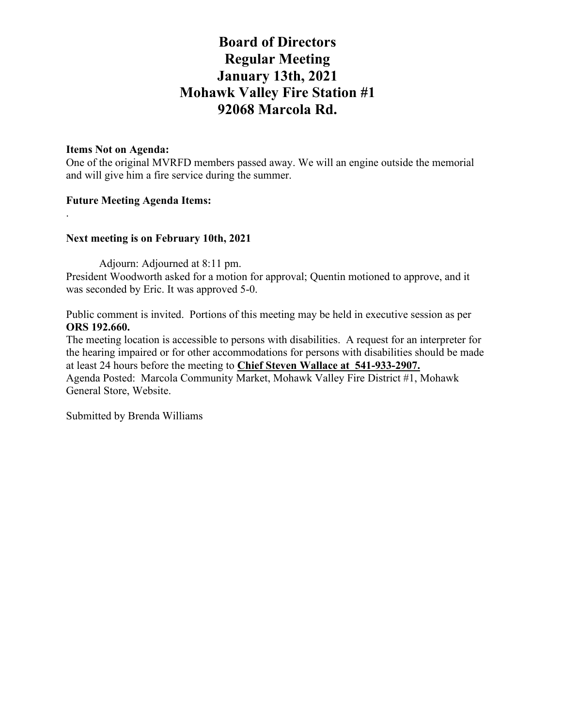# Board of Directors
# Regular Meeting
# January 13th, 2021
# Mohawk Valley Fire Station #1
# 92068 Marcola Rd.

**Items Not on Agenda:**
One of the original MVRFD members passed away. We will an engine outside the memorial and will give him a fire service during the summer.

**Future Meeting Agenda Items:**
.

**Next meeting is on February 10th, 2021**

Adjourn: Adjourned at 8:11 pm.
President Woodworth asked for a motion for approval; Quentin motioned to approve, and it was seconded by Eric. It was approved 5-0.

Public comment is invited. Portions of this meeting may be held in executive session as per **ORS 192.660.**
The meeting location is accessible to persons with disabilities. A request for an interpreter for the hearing impaired or for other accommodations for persons with disabilities should be made at least 24 hours before the meeting to **Chief Steven Wallace at 541-933-2907.**
Agenda Posted: Marcola Community Market, Mohawk Valley Fire District #1, Mohawk General Store, Website.

Submitted by Brenda Williams